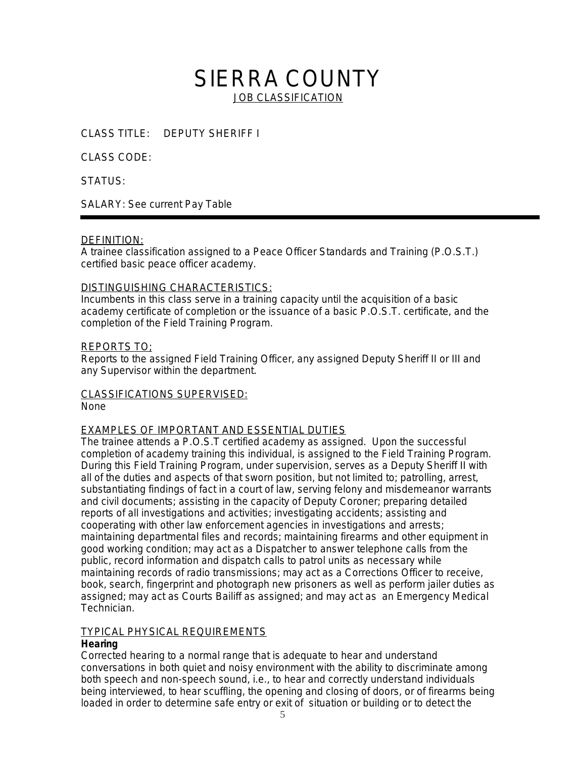# SIERRA COUNTY

JOB CLASSIFICATION

CLASS TITLE: DEPUTY SHERIFF I

CLASS CODE:

STATUS:

SALARY: See current Pay Table

---

DEFINITION:

A trainee classification assigned to a Peace Officer Standards and Training (P.O.S.T.) certified basic peace officer academy.

DISTINGUISHING CHARACTERISTICS:

Incumbents in this class serve in a training capacity until the acquisition of a basic academy certificate of completion or the issuance of a basic P.O.S.T. certificate, and the completion of the Field Training Program.

REPORTS TO;

Reports to the assigned Field Training Officer, any assigned Deputy Sheriff II or III and any Supervisor within the department.

CLASSIFICATIONS SUPERVISED:

None

EXAMPLES OF IMPORTANT AND ESSENTIAL DUTIES

The trainee attends a P.O.S.T certified academy as assigned. Upon the successful completion of academy training this individual, is assigned to the Field Training Program. During this Field Training Program, under supervision, serves as a Deputy Sheriff II with all of the duties and aspects of that sworn position, but not limited to; patrolling, arrest, substantiating findings of fact in a court of law, serving felony and misdemeanor warrants and civil documents; assisting in the capacity of Deputy Coroner; preparing detailed reports of all investigations and activities; investigating accidents; assisting and cooperating with other law enforcement agencies in investigations and arrests; maintaining departmental files and records; maintaining firearms and other equipment in good working condition; may act as a Dispatcher to answer telephone calls from the public, record information and dispatch calls to patrol units as necessary while maintaining records of radio transmissions; may act as a Corrections Officer to receive, book, search, fingerprint and photograph new prisoners as well as perform jailer duties as assigned; may act as Courts Bailiff as assigned; and may act as an Emergency Medical Technician.

TYPICAL PHYSICAL REQUIREMENTS

**Hearing**

Corrected hearing to a normal range that is adequate to hear and understand conversations in both quiet and noisy environment with the ability to discriminate among both speech and non-speech sound, i.e., to hear and correctly understand individuals being interviewed, to hear scuffling, the opening and closing of doors, or of firearms being loaded in order to determine safe entry or exit of situation or building or to detect the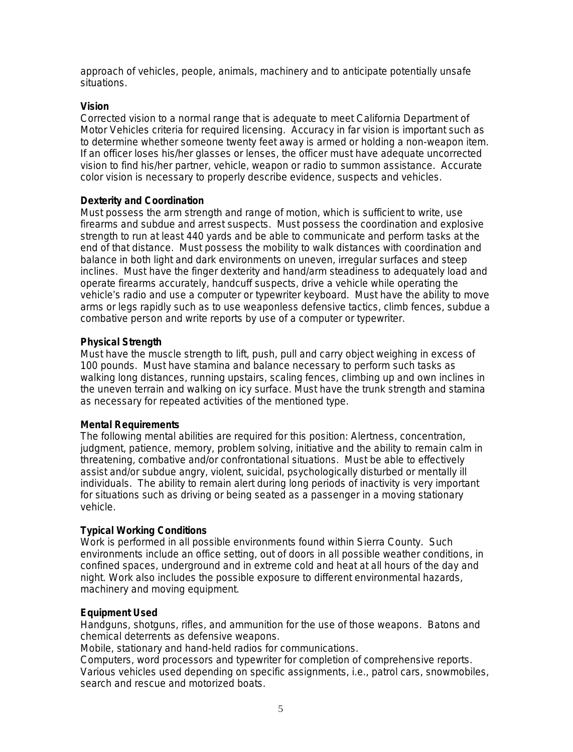approach of vehicles, people, animals, machinery and to anticipate potentially unsafe situations.

**Vision**

Corrected vision to a normal range that is adequate to meet California Department of Motor Vehicles criteria for required licensing. Accuracy in far vision is important such as to determine whether someone twenty feet away is armed or holding a non-weapon item. If an officer loses his/her glasses or lenses, the officer must have adequate uncorrected vision to find his/her partner, vehicle, weapon or radio to summon assistance. Accurate color vision is necessary to properly describe evidence, suspects and vehicles.

**Dexterity and Coordination**

Must possess the arm strength and range of motion, which is sufficient to write, use firearms and subdue and arrest suspects. Must possess the coordination and explosive strength to run at least 440 yards and be able to communicate and perform tasks at the end of that distance. Must possess the mobility to walk distances with coordination and balance in both light and dark environments on uneven, irregular surfaces and steep inclines. Must have the finger dexterity and hand/arm steadiness to adequately load and operate firearms accurately, handcuff suspects, drive a vehicle while operating the vehicle's radio and use a computer or typewriter keyboard. Must have the ability to move arms or legs rapidly such as to use weaponless defensive tactics, climb fences, subdue a combative person and write reports by use of a computer or typewriter.

**Physical Strength**

Must have the muscle strength to lift, push, pull and carry object weighing in excess of 100 pounds. Must have stamina and balance necessary to perform such tasks as walking long distances, running upstairs, scaling fences, climbing up and own inclines in the uneven terrain and walking on icy surface. Must have the trunk strength and stamina as necessary for repeated activities of the mentioned type.

**Mental Requirements**

The following mental abilities are required for this position: Alertness, concentration, judgment, patience, memory, problem solving, initiative and the ability to remain calm in threatening, combative and/or confrontational situations. Must be able to effectively assist and/or subdue angry, violent, suicidal, psychologically disturbed or mentally ill individuals. The ability to remain alert during long periods of inactivity is very important for situations such as driving or being seated as a passenger in a moving stationary vehicle.

**Typical Working Conditions**

Work is performed in all possible environments found within Sierra County. Such environments include an office setting, out of doors in all possible weather conditions, in confined spaces, underground and in extreme cold and heat at all hours of the day and night. Work also includes the possible exposure to different environmental hazards, machinery and moving equipment.

**Equipment Used**

Handguns, shotguns, rifles, and ammunition for the use of those weapons. Batons and chemical deterrents as defensive weapons.

Mobile, stationary and hand-held radios for communications.

Computers, word processors and typewriter for completion of comprehensive reports.

Various vehicles used depending on specific assignments, i.e., patrol cars, snowmobiles, search and rescue and motorized boats.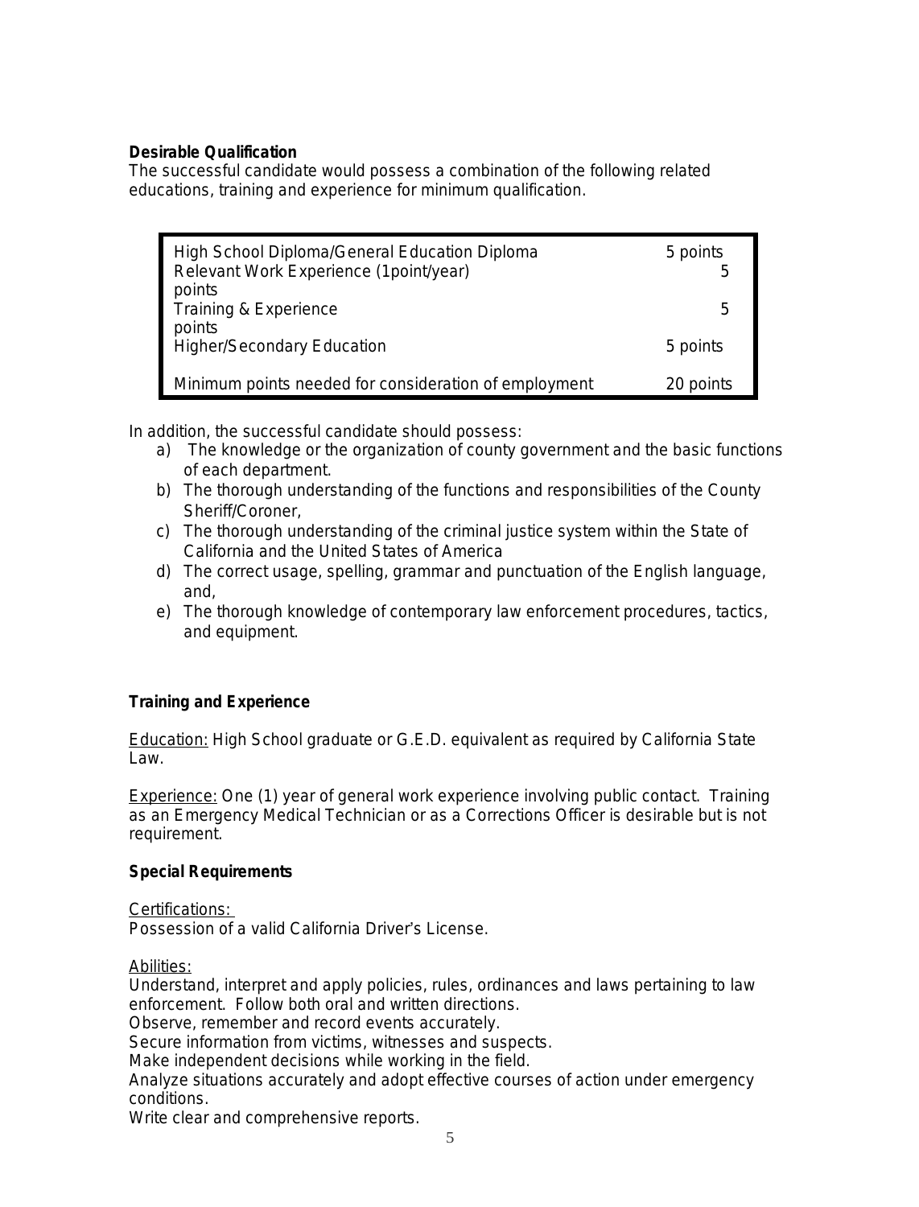**Desirable Qualification**

The successful candidate would possess a combination of the following related educations, training and experience for minimum qualification.

| | |
|---|---|
| High School Diploma/General Education Diploma | 5 points |
| Relevant Work Experience (1point/year) | 5 points |
| Training & Experience | 5 points |
| Higher/Secondary Education | 5 points |
| Minimum points needed for consideration of employment | 20 points |

In addition, the successful candidate should possess:

a) The knowledge or the organization of county government and the basic functions of each department.
b) The thorough understanding of the functions and responsibilities of the County Sheriff/Coroner,
c) The thorough understanding of the criminal justice system within the State of California and the United States of America
d) The correct usage, spelling, grammar and punctuation of the English language, and,
e) The thorough knowledge of contemporary law enforcement procedures, tactics, and equipment.

**Training and Experience**

Education: High School graduate or G.E.D. equivalent as required by California State Law.

Experience: One (1) year of general work experience involving public contact. Training as an Emergency Medical Technician or as a Corrections Officer is desirable but is not requirement.

**Special Requirements**

Certifications:
Possession of a valid California Driver's License.

Abilities:
Understand, interpret and apply policies, rules, ordinances and laws pertaining to law enforcement. Follow both oral and written directions.
Observe, remember and record events accurately.
Secure information from victims, witnesses and suspects.
Make independent decisions while working in the field.
Analyze situations accurately and adopt effective courses of action under emergency conditions.
Write clear and comprehensive reports.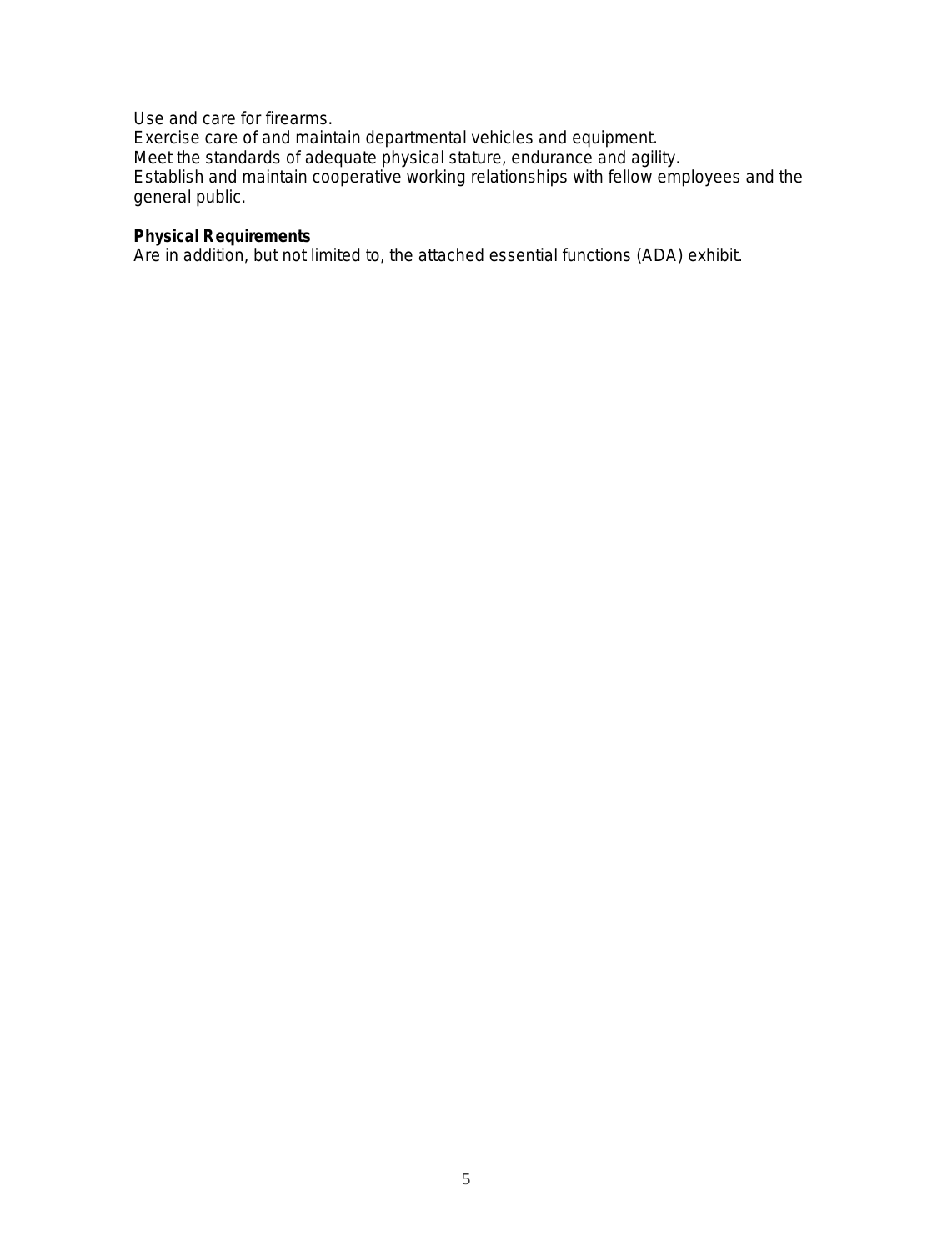Use and care for firearms.
Exercise care of and maintain departmental vehicles and equipment.
Meet the standards of adequate physical stature, endurance and agility.
Establish and maintain cooperative working relationships with fellow employees and the general public.

**Physical Requirements**
Are in addition, but not limited to, the attached essential functions (ADA) exhibit.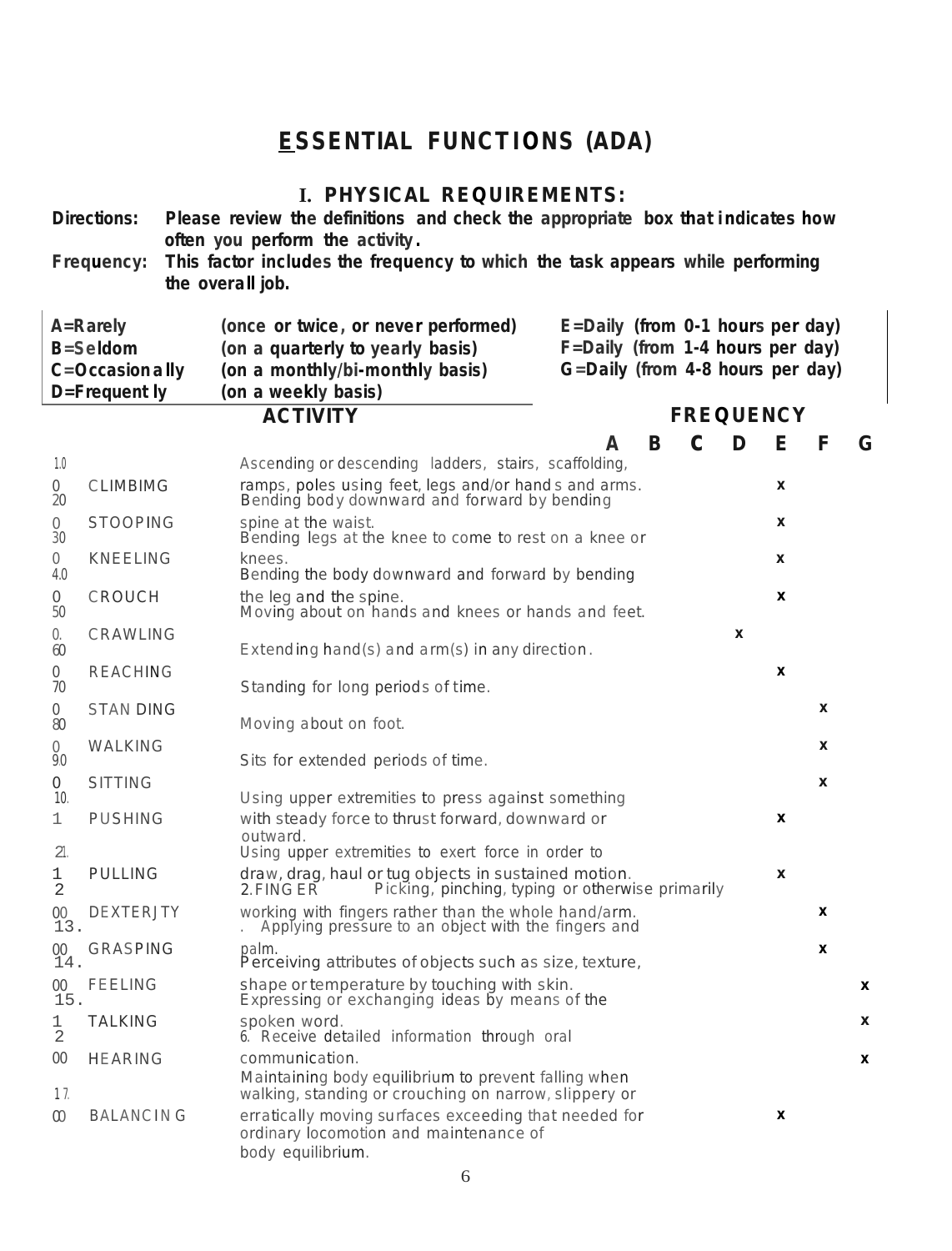# ESSENTIAL FUNCTIONS (ADA)

## I. PHYSICAL REQUIREMENTS:

**Directions:** **Please review the definitions and check the appropriate box that indicates how often you perform the activity.**

**Frequency:** **This factor includes the frequency to which the task appears while performing the overall job.**

| | | |
|---|---|---|
| **A=Rarely** | **(once or twice, or never performed)** | **E=Daily (from 0-1 hours per day)** |
| **B=Seldom** | **(on a quarterly to yearly basis)** | **F=Daily (from 1-4 hours per day)** |
| **C=Occasionally** | **(on a monthly/bi-monthly basis)** | **G=Daily (from 4-8 hours per day)** |
| **D=Frequently** | **(on a weekly basis)** | |

| | | **ACTIVITY** | **A** | **B** | **C** | **D** | **E** | **F** | **G** |
|---|---|---|---|---|---|---|---|---|---|
| 1.00 | CLIMBIMG | Ascending or descending ladders, stairs, scaffolding, ramps, poles using feet, legs and/or hands and arms. | | | | | x | | |
| 2.00 | STOOPING | Bending body downward and forward by bending spine at the waist. | | | | | x | | |
| 3.00 | KNEELING | Bending legs at the knee to come to rest on a knee or knees. | | | | | x | | |
| 4.00 | CROUCH | Bending the body downward and forward by bending the leg and the spine. | | | | | x | | |
| 5.00 | CRAWLING | Moving about on hands and knees or hands and feet. | | | | x | | | |
| 6.00 | REACHING | Extending hand(s) and arm(s) in any direction. | | | | | x | | |
| 7.00 | STANDING | Standing for long periods of time. | | | | | | x | |
| 8.00 | WALKING | Moving about on foot. | | | | | | x | |
| 9.00 | SITTING | Sits for extended periods of time. | | | | | | x | |
| 10.01 | PUSHING | Using upper extremities to press against something with steady force to thrust forward, downward or outward. | | | | | x | | |
| 11.2 | PULLING | Using upper extremities to exert force in order to draw, drag, haul or tug objects in sustained motion. | | | | | x | | |
| 12.00 | FINGER DEXTERITY | Picking, pinching, typing or otherwise primarily working with fingers rather than the whole hand/arm. | | | | | | x | |
| 13.00 | GRASPING | Applying pressure to an object with the fingers and palm. | | | | | | x | |
| 14.00 | FEELING | Perceiving attributes of objects such as size, texture, shape or temperature by touching with skin. | | | | | | | x |
| 15.12 | TALKING | Expressing or exchanging ideas by means of the spoken word. | | | | | | | x |
| 16.00 | HEARING | Receive detailed information through oral communication. | | | | | | | x |
| 17.00 | BALANCING | Maintaining body equilibrium to prevent falling when walking, standing or crouching on narrow, slippery or erratically moving surfaces exceeding that needed for ordinary locomotion and maintenance of body equilibrium. | | | | | x | | |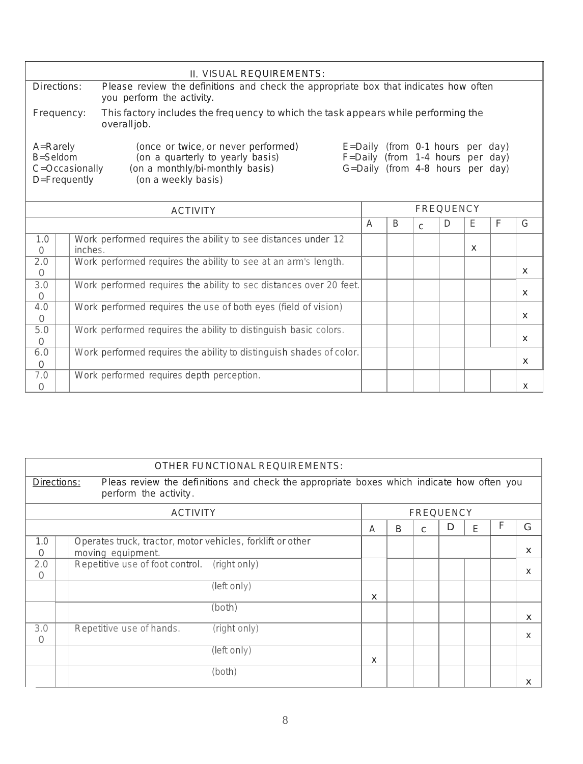## II. VISUAL REQUIREMENTS:

Directions: Please review the definitions and check the appropriate box that indicates how often you perform the activity.

Frequency: This factory includes the frequency to which the task appears while performing the overall job.

A=Rarely (once or twice, or never performed)
B=Seldom (on a quarterly to yearly basis)
C=Occasionally (on a monthly/bi-monthly basis)
D=Frequently (on a weekly basis)
E=Daily (from 0-1 hours per day)
F=Daily (from 1-4 hours per day)
G=Daily (from 4-8 hours per day)

| | ACTIVITY | A | B | C | D | E | F | G |
|---|---|---|---|---|---|---|---|---|
| 1.00 | Work performed requires the ability to see distances under 12 inches. | | | | | x | | |
| 2.00 | Work performed requires the ability to see at an arm's length. | | | | | | | x |
| 3.00 | Work performed requires the ability to sec distances over 20 feet. | | | | | | | x |
| 4.00 | Work performed requires the use of both eyes (field of vision) | | | | | | | x |
| 5.00 | Work performed requires the ability to distinguish basic colors. | | | | | | | x |
| 6.00 | Work performed requires the ability to distinguish shades of color. | | | | | | | x |
| 7.00 | Work performed requires depth perception. | | | | | | | x |

## OTHER FUNCTIONAL REQUIREMENTS:

Directions: Pleas review the definitions and check the appropriate boxes which indicate how often you perform the activity.

| | ACTIVITY | A | B | C | D | E | F | G |
|---|---|---|---|---|---|---|---|---|
| 1.00 | Operates truck, tractor, motor vehicles, forklift or other moving equipment. | | | | | | | x |
| 2.00 | Repetitive use of foot control. (right only) | | | | | | | x |
| | (left only) | x | | | | | | |
| | (both) | | | | | | | x |
| 3.00 | Repetitive use of hands. (right only) | | | | | | | x |
| | (left only) | x | | | | | | |
| | (both) | | | | | | | x |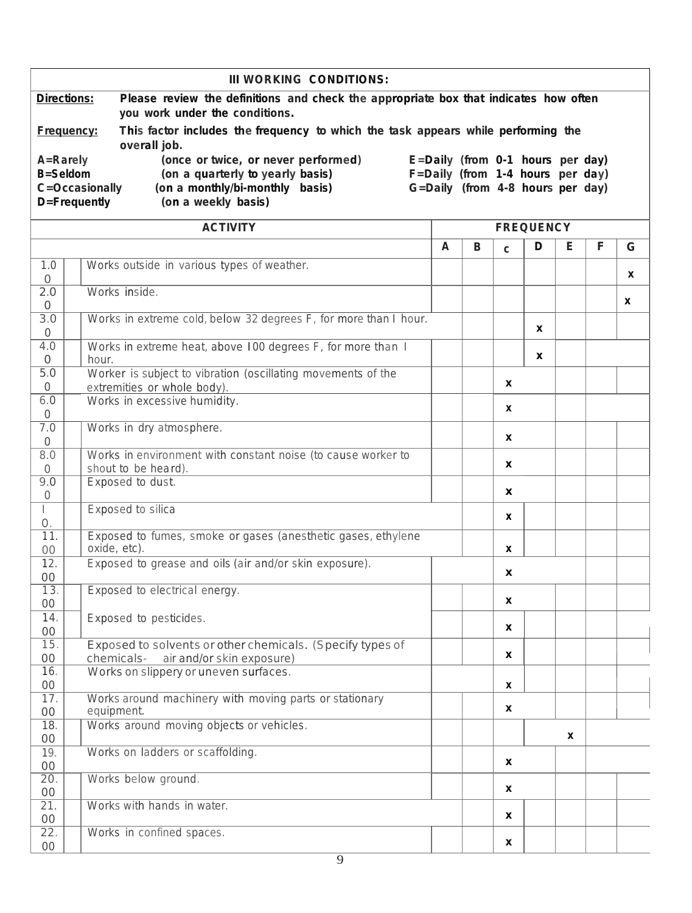## III WORKING CONDITIONS:

**Directions:** **Please review the definitions and check the appropriate box that indicates how often you work under the conditions.**

**Frequency:** **This factor includes the frequency to which the task appears while performing the overall job.**

**A=Rarely** (once or twice, or never performed)
**B=Seldom** (on a quarterly to yearly basis)
**C=Occasionally** (on a monthly/bi-monthly basis)
**D=Frequently** (on a weekly basis)
**E=Daily** (from 0-1 hours per day)
**F=Daily** (from 1-4 hours per day)
**G=Daily** (from 4-8 hours per day)

| | ACTIVITY | A | B | C | D | E | F | G |
|---|---|---|---|---|---|---|---|---|
| 1.00 | Works outside in various types of weather. | | | | | | | x |
| 2.00 | Works inside. | | | | | | | x |
| 3.00 | Works in extreme cold, below 32 degrees F, for more than I hour. | | | | x | | | |
| 4.00 | Works in extreme heat, above I00 degrees F, for more than I hour. | | | | x | | | |
| 5.00 | Worker is subject to vibration (oscillating movements of the extremities or whole body). | | | x | | | | |
| 6.00 | Works in excessive humidity. | | | x | | | | |
| 7.00 | Works in dry atmosphere. | | | x | | | | |
| 8.00 | Works in environment with constant noise (to cause worker to shout to be heard). | | | x | | | | |
| 9.00 | Exposed to dust. | | | x | | | | |
| I0. | Exposed to silica | | | x | | | | |
| 11.00 | Exposed to fumes, smoke or gases (anesthetic gases, ethylene oxide, etc). | | | x | | | | |
| 12.00 | Exposed to grease and oils (air and/or skin exposure). | | | x | | | | |
| 13.00 | Exposed to electrical energy. | | | x | | | | |
| 14.00 | Exposed to pesticides. | | | x | | | | |
| 15.00 | Exposed to solvents or other chemicals. (Specify types of chemicals- air and/or skin exposure) | | | x | | | | |
| 16.00 | Works on slippery or uneven surfaces. | | | x | | | | |
| 17.00 | Works around machinery with moving parts or stationary equipment. | | | x | | | | |
| 18.00 | Works around moving objects or vehicles. | | | | | x | | |
| 19.00 | Works on ladders or scaffolding. | | | x | | | | |
| 20.00 | Works below ground. | | | x | | | | |
| 21.00 | Works with hands in water. | | | x | | | | |
| 22.00 | Works in confined spaces. | | | x | | | | |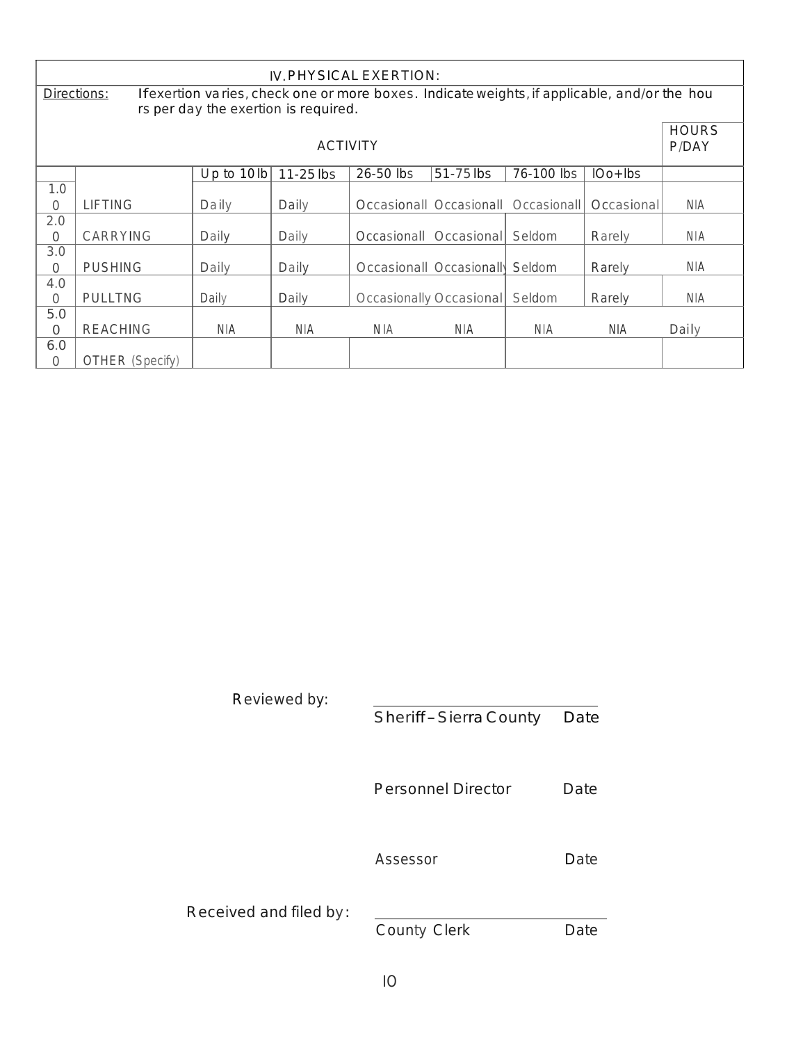## IV. PHYSICAL EXERTION:

Directions: If exertion varies, check one or more boxes. Indicate weights, if applicable, and/or the hours per day the exertion is required.

| | ACTIVITY | | | | | | | HOURS P/DAY |
|---|---|---|---|---|---|---|---|---|
| | | Up to 10 lb | 11-25 lbs | 26-50 lbs | 51-75 lbs | 76-100 lbs | 100+lbs | |
| 1.00 | LIFTING | Daily | Daily | Occasionall | Occasionall | Occasionall | Occasional | NIA |
| 2.00 | CARRYING | Daily | Daily | Occasionall | Occasional | Seldom | Rarely | NIA |
| 3.00 | PUSHING | Daily | Daily | Occasionall | Occasionally | Seldom | Rarely | NIA |
| 4.00 | PULLTNG | Daily | Daily | Occasionally | Occasional | Seldom | Rarely | NIA |
| 5.00 | REACHING | NIA | NIA | NIA | NIA | NIA | NIA | Daily |
| 6.00 | OTHER (Specify) | | | | | | | |

Reviewed by:

Sheriff – Sierra County Date

Personnel Director Date

Assessor Date

Received and filed by:

County Clerk Date